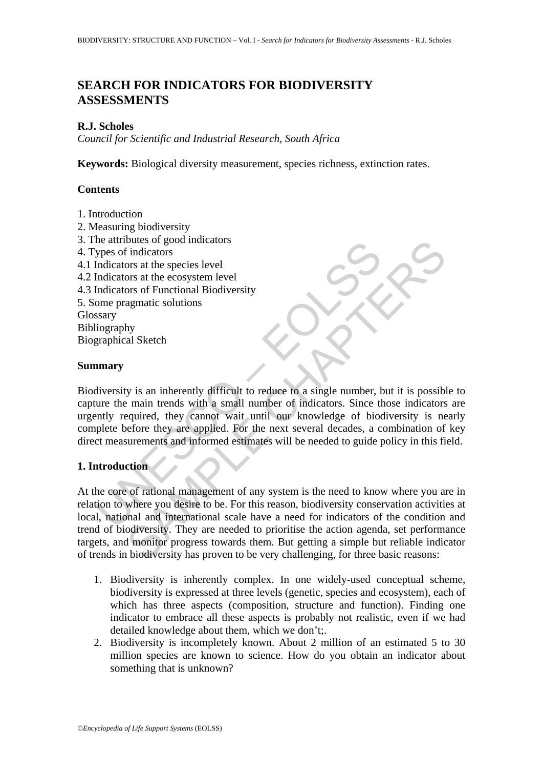# SEARCH FOR INDICATORS FOR BIODIVERSITY ASSESSMENTS

**R.J. Scholes**

*Council for Scientific and Industrial Research, South Africa*

**Keywords:** Biological diversity measurement, species richness, extinction rates.

## Contents

1. Introduction
2. Measuring biodiversity
3. The attributes of good indicators
4. Types of indicators
4.1 Indicators at the species level
4.2 Indicators at the ecosystem level
4.3 Indicators of Functional Biodiversity
5. Some pragmatic solutions

Glossary
Bibliography
Biographical Sketch

## Summary

Biodiversity is an inherently difficult to reduce to a single number, but it is possible to capture the main trends with a small number of indicators. Since those indicators are urgently required, they cannot wait until our knowledge of biodiversity is nearly complete before they are applied. For the next several decades, a combination of key direct measurements and informed estimates will be needed to guide policy in this field.

## 1. Introduction

At the core of rational management of any system is the need to know where you are in relation to where you desire to be. For this reason, biodiversity conservation activities at local, national and international scale have a need for indicators of the condition and trend of biodiversity. They are needed to prioritise the action agenda, set performance targets, and monitor progress towards them. But getting a simple but reliable indicator of trends in biodiversity has proven to be very challenging, for three basic reasons:

1. Biodiversity is inherently complex. In one widely-used conceptual scheme, biodiversity is expressed at three levels (genetic, species and ecosystem), each of which has three aspects (composition, structure and function). Finding one indicator to embrace all these aspects is probably not realistic, even if we had detailed knowledge about them, which we don't;.
2. Biodiversity is incompletely known. About 2 million of an estimated 5 to 30 million species are known to science. How do you obtain an indicator about something that is unknown?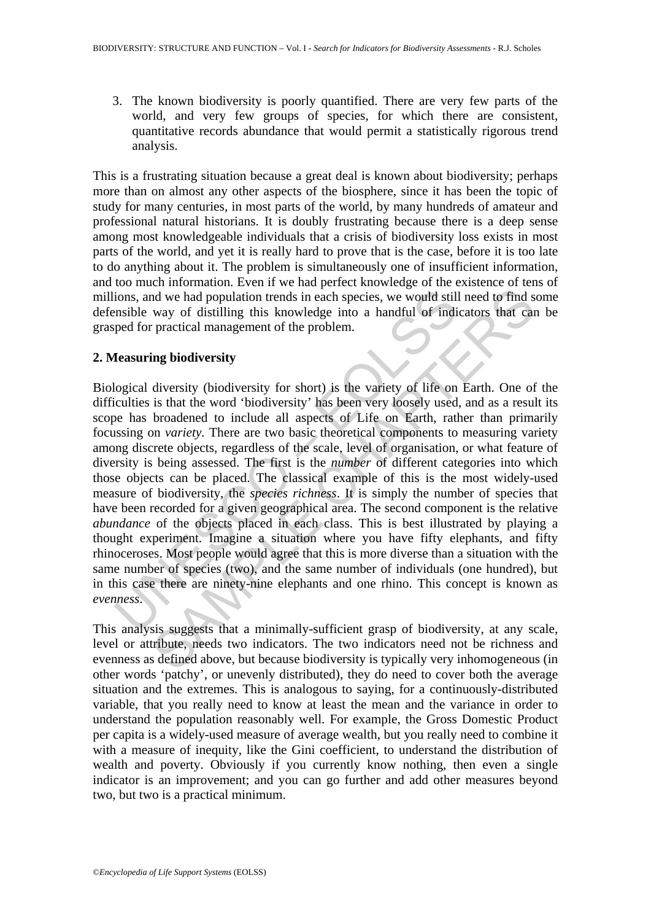3. The known biodiversity is poorly quantified. There are very few parts of the world, and very few groups of species, for which there are consistent, quantitative records abundance that would permit a statistically rigorous trend analysis.

This is a frustrating situation because a great deal is known about biodiversity; perhaps more than on almost any other aspects of the biosphere, since it has been the topic of study for many centuries, in most parts of the world, by many hundreds of amateur and professional natural historians. It is doubly frustrating because there is a deep sense among most knowledgeable individuals that a crisis of biodiversity loss exists in most parts of the world, and yet it is really hard to prove that is the case, before it is too late to do anything about it. The problem is simultaneously one of insufficient information, and too much information. Even if we had perfect knowledge of the existence of tens of millions, and we had population trends in each species, we would still need to find some defensible way of distilling this knowledge into a handful of indicators that can be grasped for practical management of the problem.

## 2. Measuring biodiversity

Biological diversity (biodiversity for short) is the variety of life on Earth. One of the difficulties is that the word 'biodiversity' has been very loosely used, and as a result its scope has broadened to include all aspects of Life on Earth, rather than primarily focussing on *variety*. There are two basic theoretical components to measuring variety among discrete objects, regardless of the scale, level of organisation, or what feature of diversity is being assessed. The first is the *number* of different categories into which those objects can be placed. The classical example of this is the most widely-used measure of biodiversity, the *species richness*. It is simply the number of species that have been recorded for a given geographical area. The second component is the relative *abundance* of the objects placed in each class. This is best illustrated by playing a thought experiment. Imagine a situation where you have fifty elephants, and fifty rhinoceroses. Most people would agree that this is more diverse than a situation with the same number of species (two), and the same number of individuals (one hundred), but in this case there are ninety-nine elephants and one rhino. This concept is known as *evenness*.

This analysis suggests that a minimally-sufficient grasp of biodiversity, at any scale, level or attribute, needs two indicators. The two indicators need not be richness and evenness as defined above, but because biodiversity is typically very inhomogeneous (in other words 'patchy', or unevenly distributed), they do need to cover both the average situation and the extremes. This is analogous to saying, for a continuously-distributed variable, that you really need to know at least the mean and the variance in order to understand the population reasonably well. For example, the Gross Domestic Product per capita is a widely-used measure of average wealth, but you really need to combine it with a measure of inequity, like the Gini coefficient, to understand the distribution of wealth and poverty. Obviously if you currently know nothing, then even a single indicator is an improvement; and you can go further and add other measures beyond two, but two is a practical minimum.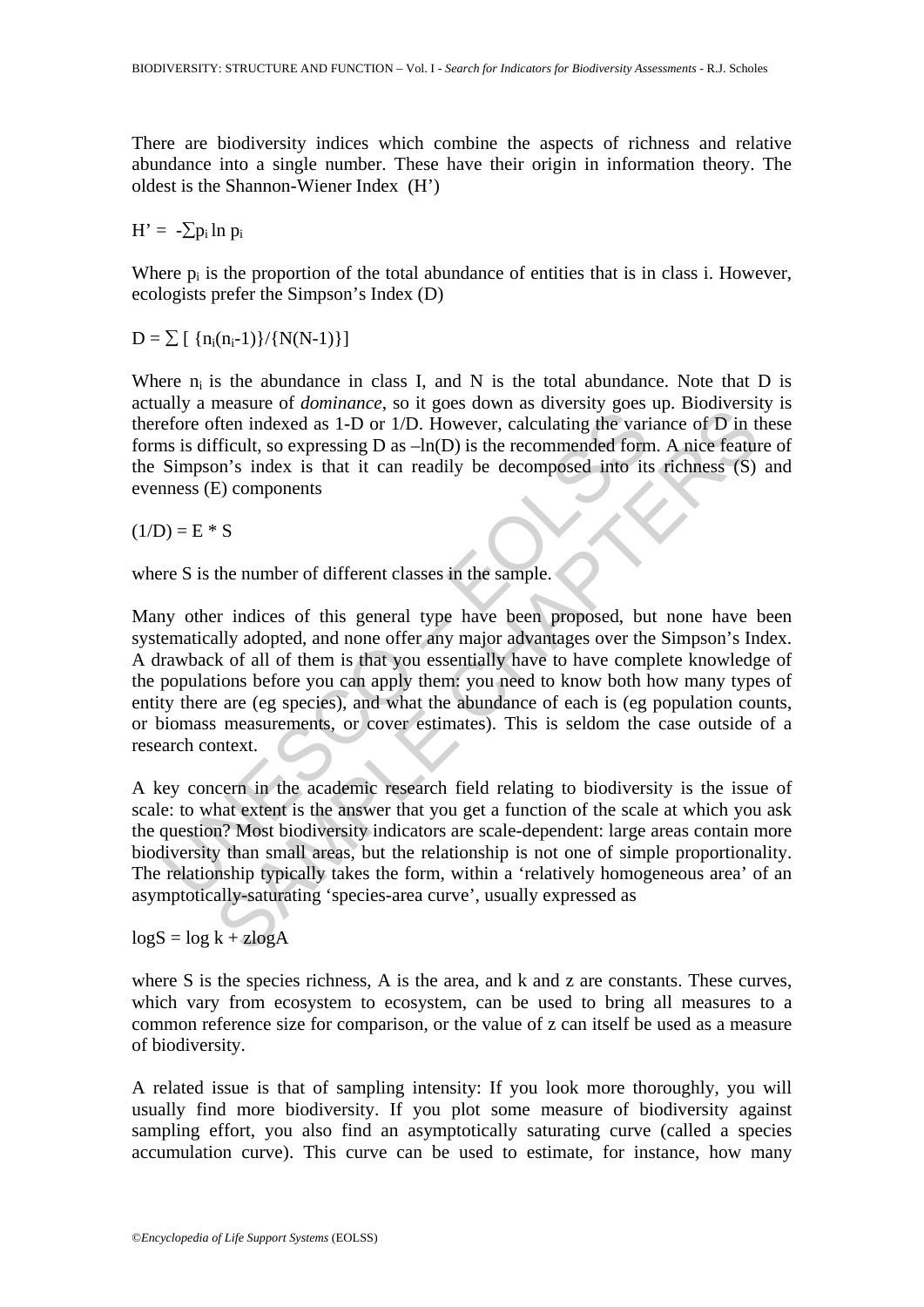There are biodiversity indices which combine the aspects of richness and relative abundance into a single number. These have their origin in information theory. The oldest is the Shannon-Wiener Index (H')

$$H' = -\sum p_i \ln p_i$$

Where $p_i$ is the proportion of the total abundance of entities that is in class i. However, ecologists prefer the Simpson's Index (D)

$$D = \sum [\ \{n_i(n_i-1)\}/\{N(N-1)\}]$$

Where $n_i$ is the abundance in class I, and N is the total abundance. Note that D is actually a measure of *dominance*, so it goes down as diversity goes up. Biodiversity is therefore often indexed as 1-D or 1/D. However, calculating the variance of D in these forms is difficult, so expressing D as –ln(D) is the recommended form. A nice feature of the Simpson's index is that it can readily be decomposed into its richness (S) and evenness (E) components

$$(1/D) = E * S$$

where S is the number of different classes in the sample.

Many other indices of this general type have been proposed, but none have been systematically adopted, and none offer any major advantages over the Simpson's Index. A drawback of all of them is that you essentially have to have complete knowledge of the populations before you can apply them: you need to know both how many types of entity there are (eg species), and what the abundance of each is (eg population counts, or biomass measurements, or cover estimates). This is seldom the case outside of a research context.

A key concern in the academic research field relating to biodiversity is the issue of scale: to what extent is the answer that you get a function of the scale at which you ask the question? Most biodiversity indicators are scale-dependent: large areas contain more biodiversity than small areas, but the relationship is not one of simple proportionality. The relationship typically takes the form, within a 'relatively homogeneous area' of an asymptotically-saturating 'species-area curve', usually expressed as

$$\log S = \log k + z \log A$$

where S is the species richness, A is the area, and k and z are constants. These curves, which vary from ecosystem to ecosystem, can be used to bring all measures to a common reference size for comparison, or the value of z can itself be used as a measure of biodiversity.

A related issue is that of sampling intensity: If you look more thoroughly, you will usually find more biodiversity. If you plot some measure of biodiversity against sampling effort, you also find an asymptotically saturating curve (called a species accumulation curve). This curve can be used to estimate, for instance, how many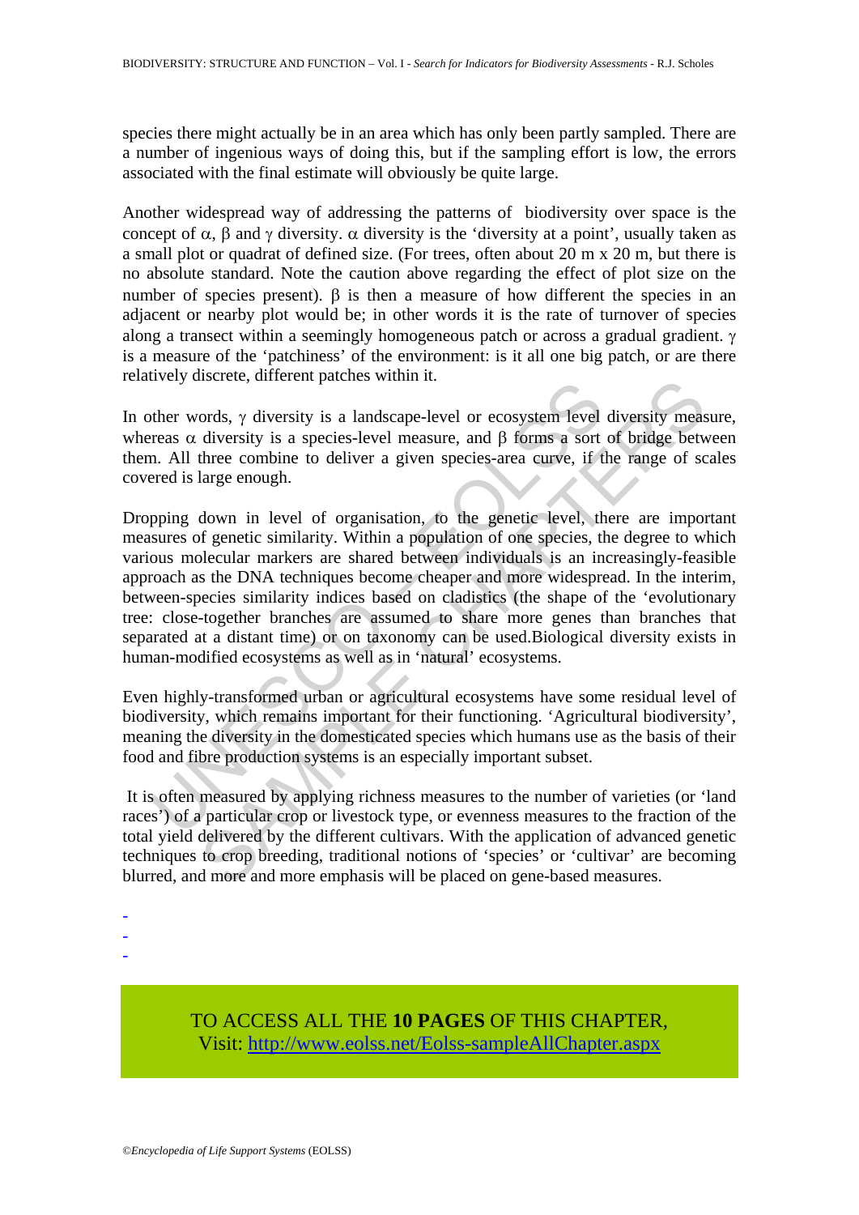species there might actually be in an area which has only been partly sampled. There are a number of ingenious ways of doing this, but if the sampling effort is low, the errors associated with the final estimate will obviously be quite large.

Another widespread way of addressing the patterns of biodiversity over space is the concept of $\alpha$, $\beta$ and $\gamma$ diversity. $\alpha$ diversity is the 'diversity at a point', usually taken as a small plot or quadrat of defined size. (For trees, often about 20 m x 20 m, but there is no absolute standard. Note the caution above regarding the effect of plot size on the number of species present). $\beta$ is then a measure of how different the species in an adjacent or nearby plot would be; in other words it is the rate of turnover of species along a transect within a seemingly homogeneous patch or across a gradual gradient. $\gamma$ is a measure of the 'patchiness' of the environment: is it all one big patch, or are there relatively discrete, different patches within it.

In other words, $\gamma$ diversity is a landscape-level or ecosystem level diversity measure, whereas $\alpha$ diversity is a species-level measure, and $\beta$ forms a sort of bridge between them. All three combine to deliver a given species-area curve, if the range of scales covered is large enough.

Dropping down in level of organisation, to the genetic level, there are important measures of genetic similarity. Within a population of one species, the degree to which various molecular markers are shared between individuals is an increasingly-feasible approach as the DNA techniques become cheaper and more widespread. In the interim, between-species similarity indices based on cladistics (the shape of the 'evolutionary tree: close-together branches are assumed to share more genes than branches that separated at a distant time) or on taxonomy can be used.Biological diversity exists in human-modified ecosystems as well as in 'natural' ecosystems.

Even highly-transformed urban or agricultural ecosystems have some residual level of biodiversity, which remains important for their functioning. 'Agricultural biodiversity', meaning the diversity in the domesticated species which humans use as the basis of their food and fibre production systems is an especially important subset.

It is often measured by applying richness measures to the number of varieties (or 'land races') of a particular crop or livestock type, or evenness measures to the fraction of the total yield delivered by the different cultivars. With the application of advanced genetic techniques to crop breeding, traditional notions of 'species' or 'cultivar' are becoming blurred, and more and more emphasis will be placed on gene-based measures.

-
-
-

TO ACCESS ALL THE **10 PAGES** OF THIS CHAPTER,
Visit: http://www.eolss.net/Eolss-sampleAllChapter.aspx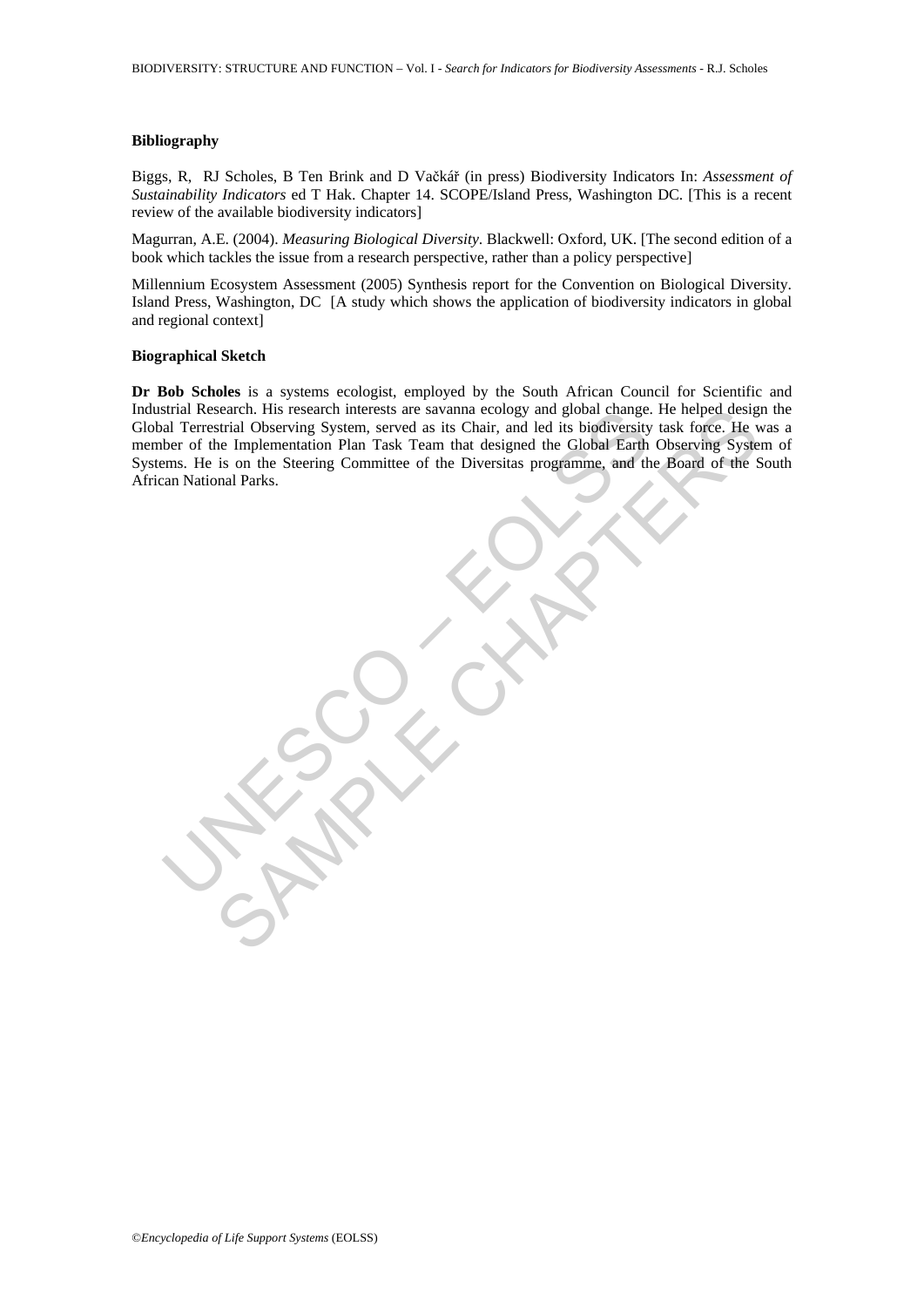#### Bibliography

Biggs, R, RJ Scholes, B Ten Brink and D Vačkář (in press) Biodiversity Indicators In: *Assessment of Sustainability Indicators* ed T Hak. Chapter 14. SCOPE/Island Press, Washington DC. [This is a recent review of the available biodiversity indicators]

Magurran, A.E. (2004). *Measuring Biological Diversity*. Blackwell: Oxford, UK. [The second edition of a book which tackles the issue from a research perspective, rather than a policy perspective]

Millennium Ecosystem Assessment (2005) Synthesis report for the Convention on Biological Diversity. Island Press, Washington, DC [A study which shows the application of biodiversity indicators in global and regional context]

#### Biographical Sketch

**Dr Bob Scholes** is a systems ecologist, employed by the South African Council for Scientific and Industrial Research. His research interests are savanna ecology and global change. He helped design the Global Terrestrial Observing System, served as its Chair, and led its biodiversity task force. He was a member of the Implementation Plan Task Team that designed the Global Earth Observing System of Systems. He is on the Steering Committee of the Diversitas programme, and the Board of the South African National Parks.